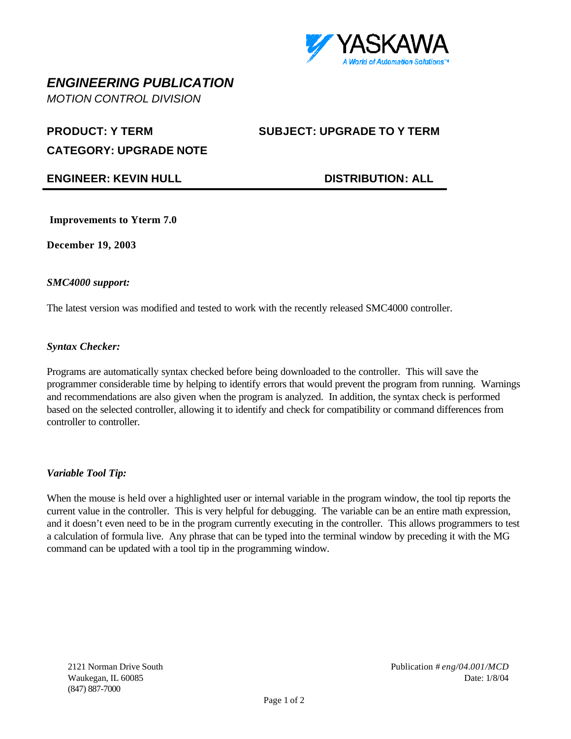# *ENGINEERING PUBLICATION*

*MOTION CONTROL DIVISION*

**PRODUCT: Y TERM** **SUBJECT: UPGRADE TO Y TERM**

**CATEGORY: UPGRADE NOTE**

**ENGINEER: KEVIN HULL** **DISTRIBUTION: ALL**

---

**Improvements to Yterm 7.0**

**December 19, 2003**

***SMC4000 support:***

The latest version was modified and tested to work with the recently released SMC4000 controller.

***Syntax Checker:***

Programs are automatically syntax checked before being downloaded to the controller. This will save the programmer considerable time by helping to identify errors that would prevent the program from running. Warnings and recommendations are also given when the program is analyzed. In addition, the syntax check is performed based on the selected controller, allowing it to identify and check for compatibility or command differences from controller to controller.

***Variable Tool Tip:***

When the mouse is held over a highlighted user or internal variable in the program window, the tool tip reports the current value in the controller. This is very helpful for debugging. The variable can be an entire math expression, and it doesn't even need to be in the program currently executing in the controller. This allows programmers to test a calculation of formula live. Any phrase that can be typed into the terminal window by preceding it with the MG command can be updated with a tool tip in the programming window.

2121 Norman Drive South
Waukegan, IL 60085
(847) 887-7000

Publication # *eng/04.001/MCD*
Date: 1/8/04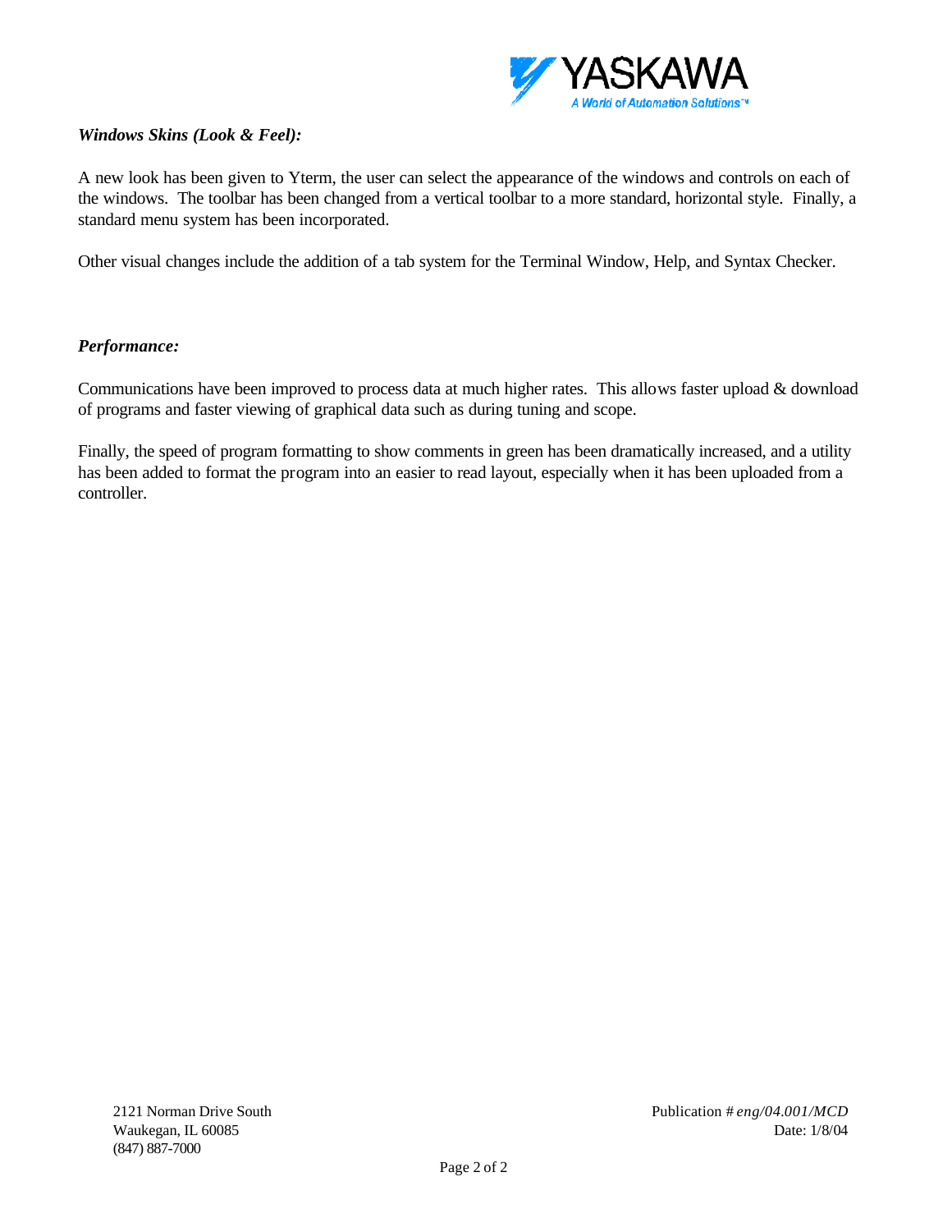### *Windows Skins (Look & Feel):*

A new look has been given to Yterm, the user can select the appearance of the windows and controls on each of the windows. The toolbar has been changed from a vertical toolbar to a more standard, horizontal style. Finally, a standard menu system has been incorporated.

Other visual changes include the addition of a tab system for the Terminal Window, Help, and Syntax Checker.

### *Performance:*

Communications have been improved to process data at much higher rates. This allows faster upload & download of programs and faster viewing of graphical data such as during tuning and scope.

Finally, the speed of program formatting to show comments in green has been dramatically increased, and a utility has been added to format the program into an easier to read layout, especially when it has been uploaded from a controller.

2121 Norman Drive South
Waukegan, IL 60085
(847) 887-7000

Publication # *eng/04.001/MCD*
Date: 1/8/04